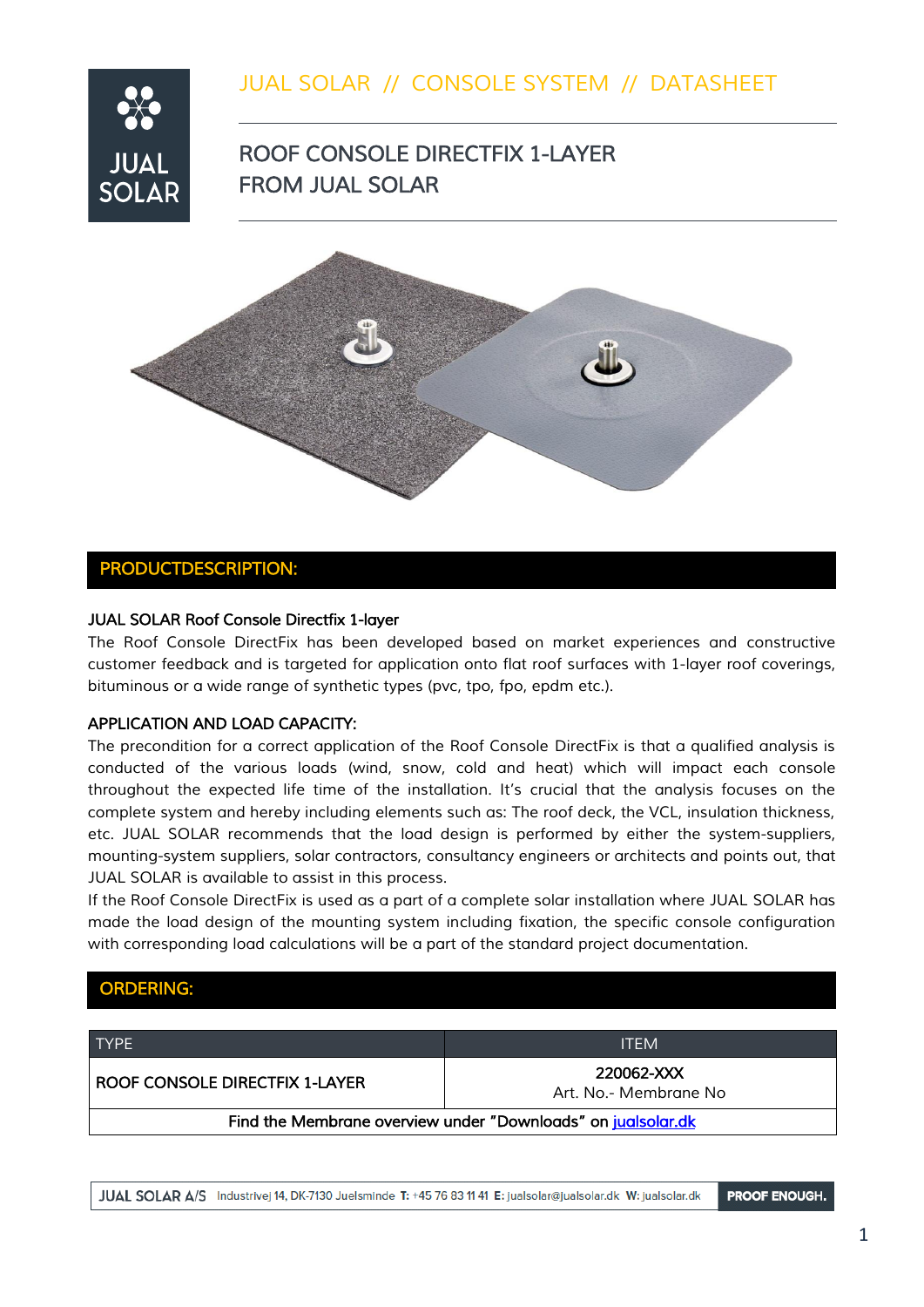# JUAL SOLAR // CONSOLE SYSTEM // DATASHEET

## ROOF CONSOLE DIRECTFIX 1-LAYER FROM JUAL SOLAR

## PRODUCTDESCRIPTION:

JUAL SOLAR Roof Console Directfix 1-layer

The Roof Console DirectFix has been developed based on market experiences and constructive customer feedback and is targeted for application onto flat roof surfaces with 1-layer roof coverings, bituminous or a wide range of synthetic types (pvc, tpo, fpo, epdm etc.).

APPLICATION AND LOAD CAPACITY:

The precondition for a correct application of the Roof Console DirectFix is that a qualified analysis is conducted of the various loads (wind, snow, cold and heat) which will impact each console throughout the expected life time of the installation. It's crucial that the analysis focuses on the complete system and hereby including elements such as: The roof deck, the VCL, insulation thickness, etc. JUAL SOLAR recommends that the load design is performed by either the system-suppliers, mounting-system suppliers, solar contractors, consultancy engineers or architects and points out, that JUAL SOLAR is available to assist in this process.

If the Roof Console DirectFix is used as a part of a complete solar installation where JUAL SOLAR has made the load design of the mounting system including fixation, the specific console configuration with corresponding load calculations will be a part of the standard project documentation.

## ORDERING:

| TYPE | ITEM |
|---|---|
| ROOF CONSOLE DIRECTFIX 1-LAYER | 220062-XXX<br>Art. No.- Membrane No |
| Find the Membrane overview under "Downloads" on jualsolar.dk | |

JUAL SOLAR A/S Industrivej 14, DK-7130 Juelsminde T: +45 76 83 11 41 E: jualsolar@jualsolar.dk W: jualsolar.dk PROOF ENOUGH.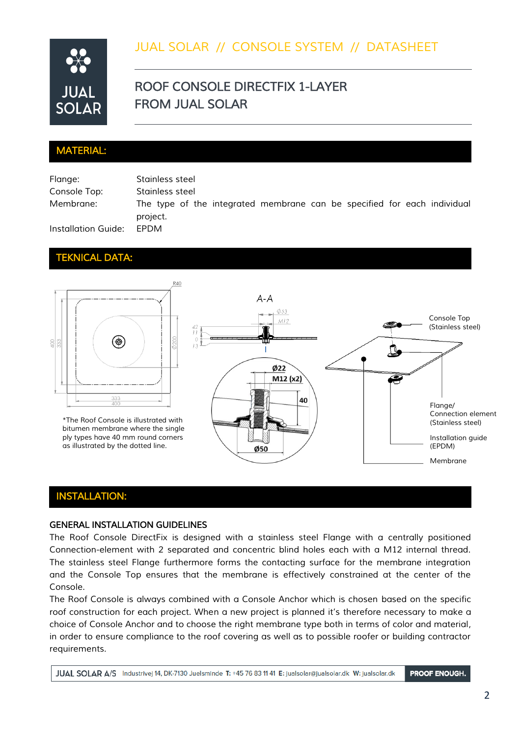# JUAL SOLAR // CONSOLE SYSTEM // DATASHEET

## ROOF CONSOLE DIRECTFIX 1-LAYER FROM JUAL SOLAR

## MATERIAL:

| | |
|---|---|
| Flange: | Stainless steel |
| Console Top: | Stainless steel |
| Membrane: | The type of the integrated membrane can be specified for each individual project. |
| Installation Guide: | EPDM |

## TEKNICAL DATA:

R40

400

333

Ø200

333

400

*The Roof Console is illustrated with bitumen membrane where the single ply types have 40 mm round corners as illustrated by the dotted line.

A-A

Ø53

M12

42

11

0

13

Ø22

M12 (x2)

40

Ø50

Console Top (Stainless steel)

Flange/ Connection element (Stainless steel)

Installation guide (EPDM)

Membrane

## INSTALLATION:

### GENERAL INSTALLATION GUIDELINES

The Roof Console DirectFix is designed with a stainless steel Flange with a centrally positioned Connection-element with 2 separated and concentric blind holes each with a M12 internal thread. The stainless steel Flange furthermore forms the contacting surface for the membrane integration and the Console Top ensures that the membrane is effectively constrained at the center of the Console.

The Roof Console is always combined with a Console Anchor which is chosen based on the specific roof construction for each project. When a new project is planned it's therefore necessary to make a choice of Console Anchor and to choose the right membrane type both in terms of color and material, in order to ensure compliance to the roof covering as well as to possible roofer or building contractor requirements.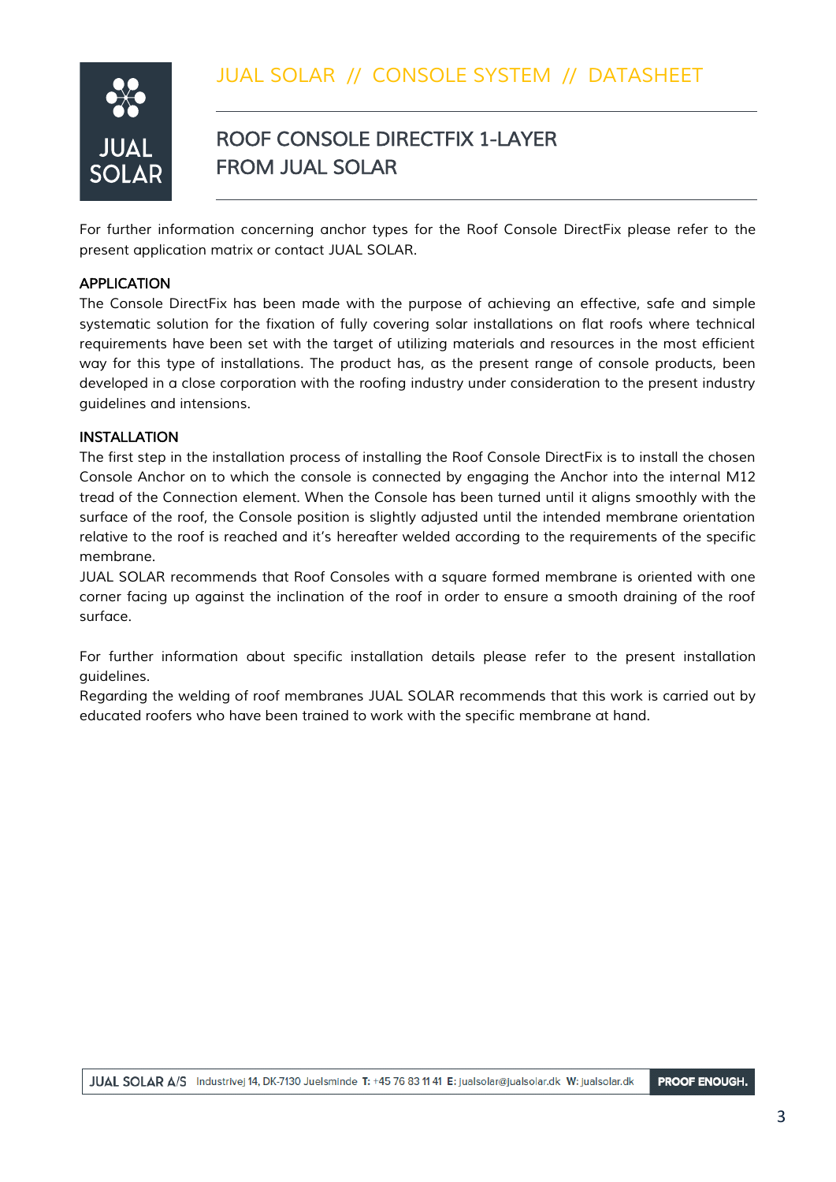# ROOF CONSOLE DIRECTFIX 1-LAYER FROM JUAL SOLAR

For further information concerning anchor types for the Roof Console DirectFix please refer to the present application matrix or contact JUAL SOLAR.

## APPLICATION

The Console DirectFix has been made with the purpose of achieving an effective, safe and simple systematic solution for the fixation of fully covering solar installations on flat roofs where technical requirements have been set with the target of utilizing materials and resources in the most efficient way for this type of installations. The product has, as the present range of console products, been developed in a close corporation with the roofing industry under consideration to the present industry guidelines and intensions.

## INSTALLATION

The first step in the installation process of installing the Roof Console DirectFix is to install the chosen Console Anchor on to which the console is connected by engaging the Anchor into the internal M12 tread of the Connection element. When the Console has been turned until it aligns smoothly with the surface of the roof, the Console position is slightly adjusted until the intended membrane orientation relative to the roof is reached and it's hereafter welded according to the requirements of the specific membrane.

JUAL SOLAR recommends that Roof Consoles with a square formed membrane is oriented with one corner facing up against the inclination of the roof in order to ensure a smooth draining of the roof surface.

For further information about specific installation details please refer to the present installation guidelines.

Regarding the welding of roof membranes JUAL SOLAR recommends that this work is carried out by educated roofers who have been trained to work with the specific membrane at hand.